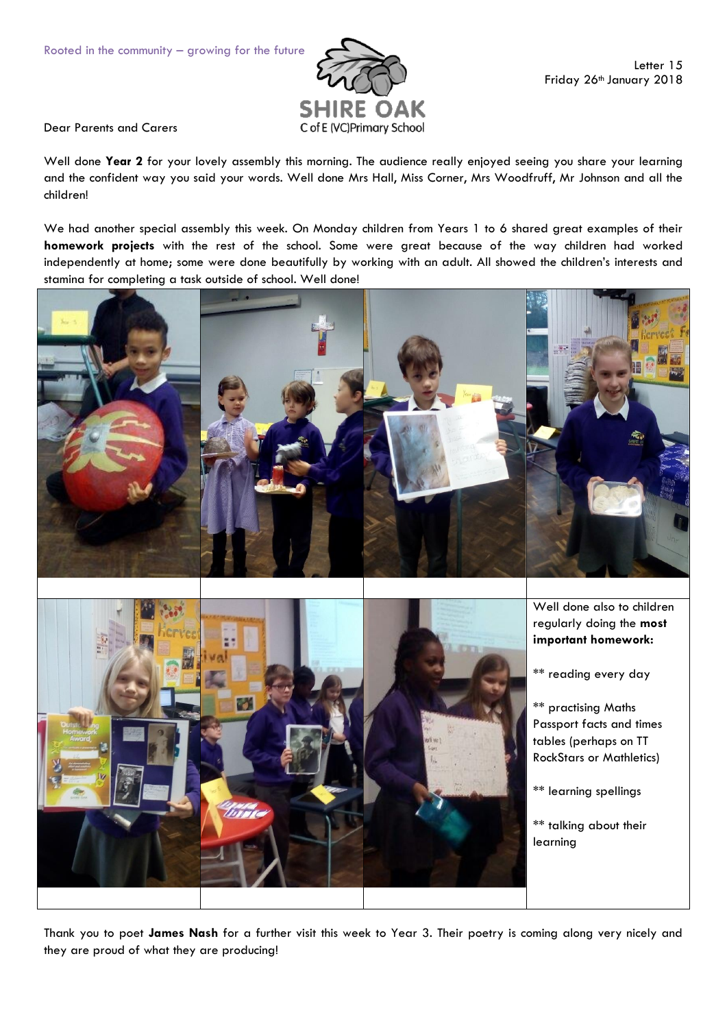Rooted in the community – growing for the future

SHIRE OAK
C of E (VC)Primary School

Letter 15
Friday 26th January 2018

Dear Parents and Carers

Well done **Year 2** for your lovely assembly this morning. The audience really enjoyed seeing you share your learning and the confident way you said your words. Well done Mrs Hall, Miss Corner, Mrs Woodfruff, Mr Johnson and all the children!

We had another special assembly this week. On Monday children from Years 1 to 6 shared great examples of their **homework projects** with the rest of the school. Some were great because of the way children had worked independently at home; some were done beautifully by working with an adult. All showed the children's interests and stamina for completing a task outside of school. Well done!

Well done also to children regularly doing the **most important homework:**

** reading every day

** practising Maths Passport facts and times tables (perhaps on TT RockStars or Mathletics)

** learning spellings

** talking about their learning

Thank you to poet **James Nash** for a further visit this week to Year 3. Their poetry is coming along very nicely and they are proud of what they are producing!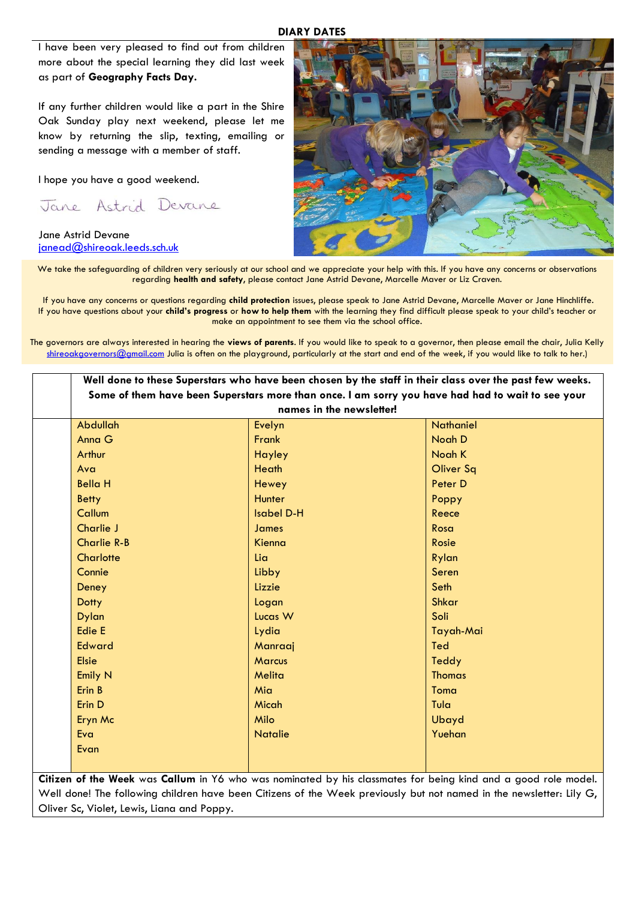## DIARY DATES

I have been very pleased to find out from children more about the special learning they did last week as part of **Geography Facts Day.**

If any further children would like a part in the Shire Oak Sunday play next weekend, please let me know by returning the slip, texting, emailing or sending a message with a member of staff.

I hope you have a good weekend.

Jane Astrid Devane

Jane Astrid Devane
janead@shireoak.leeds.sch.uk

We take the safeguarding of children very seriously at our school and we appreciate your help with this. If you have any concerns or observations regarding **health and safety**, please contact Jane Astrid Devane, Marcelle Maver or Liz Craven.

If you have any concerns or questions regarding **child protection** issues, please speak to Jane Astrid Devane, Marcelle Maver or Jane Hinchliffe. If you have questions about your **child's progress** or **how to help them** with the learning they find difficult please speak to your child's teacher or make an appointment to see them via the school office.

The governors are always interested in hearing the **views of parents**. If you would like to speak to a governor, then please email the chair, Julia Kelly shireoakgovernors@gmail.com Julia is often on the playground, particularly at the start and end of the week, if you would like to talk to her.)

**Well done to these Superstars who have been chosen by the staff in their class over the past few weeks. Some of them have been Superstars more than once. I am sorry you have had had to wait to see your names in the newsletter!**

| | | |
|---|---|---|
| Abdullah | Evelyn | Nathaniel |
| Anna G | Frank | Noah D |
| Arthur | Hayley | Noah K |
| Ava | Heath | Oliver Sq |
| Bella H | Hewey | Peter D |
| Betty | Hunter | Poppy |
| Callum | Isabel D-H | Reece |
| Charlie J | James | Rosa |
| Charlie R-B | Kienna | Rosie |
| Charlotte | Lia | Rylan |
| Connie | Libby | Seren |
| Deney | Lizzie | Seth |
| Dotty | Logan | Shkar |
| Dylan | Lucas W | Soli |
| Edie E | Lydia | Tayah-Mai |
| Edward | Manraaj | Ted |
| Elsie | Marcus | Teddy |
| Emily N | Melita | Thomas |
| Erin B | Mia | Toma |
| Erin D | Micah | Tula |
| Eryn Mc | Milo | Ubayd |
| Eva | Natalie | Yuehan |
| Evan | | |

**Citizen of the Week** was **Callum** in Y6 who was nominated by his classmates for being kind and a good role model. Well done! The following children have been Citizens of the Week previously but not named in the newsletter: Lily G, Oliver Sc, Violet, Lewis, Liana and Poppy.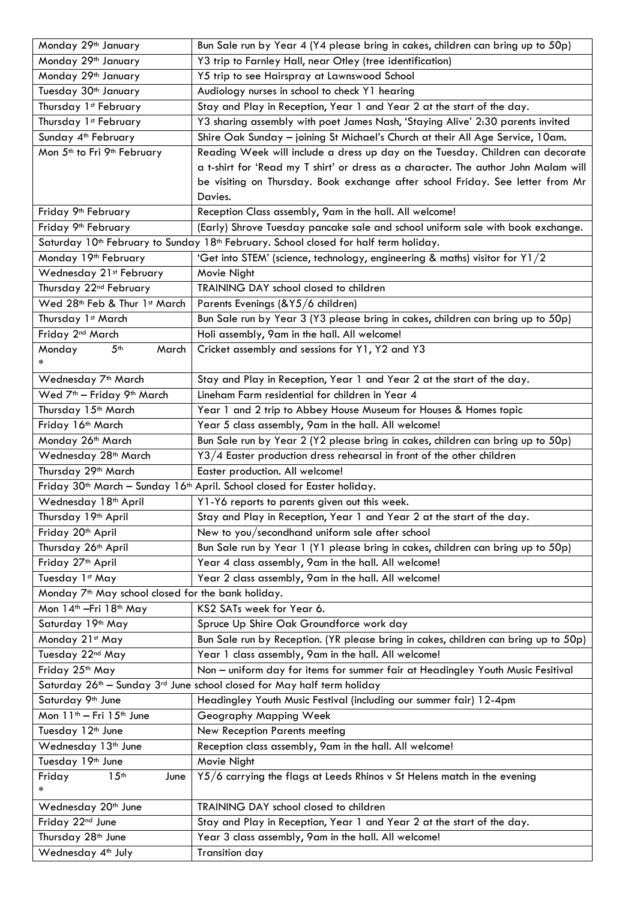| | |
|---|---|
| Monday 29th January | Bun Sale run by Year 4 (Y4 please bring in cakes, children can bring up to 50p) |
| Monday 29th January | Y3 trip to Farnley Hall, near Otley (tree identification) |
| Monday 29th January | Y5 trip to see Hairspray at Lawnswood School |
| Tuesday 30th January | Audiology nurses in school to check Y1 hearing |
| Thursday 1st February | Stay and Play in Reception, Year 1 and Year 2 at the start of the day. |
| Thursday 1st February | Y3 sharing assembly with poet James Nash, 'Staying Alive' 2:30 parents invited |
| Sunday 4th February | Shire Oak Sunday – joining St Michael's Church at their All Age Service, 10am. |
| Mon 5th to Fri 9th February | Reading Week will include a dress up day on the Tuesday. Children can decorate a t-shirt for 'Read my T shirt' or dress as a character. The author John Malam will be visiting on Thursday. Book exchange after school Friday. See letter from Mr Davies. |
| Friday 9th February | Reception Class assembly, 9am in the hall. All welcome! |
| Friday 9th February | (Early) Shrove Tuesday pancake sale and school uniform sale with book exchange. |
| Saturday 10th February to Sunday 18th February. School closed for half term holiday. | |
| Monday 19th February | 'Get into STEM' (science, technology, engineering & maths) visitor for Y1/2 |
| Wednesday 21st February | Movie Night |
| Thursday 22nd February | TRAINING DAY school closed to children |
| Wed 28th Feb & Thur 1st March | Parents Evenings (&Y5/6 children) |
| Thursday 1st March | Bun Sale run by Year 3 (Y3 please bring in cakes, children can bring up to 50p) |
| Friday 2nd March | Holi assembly, 9am in the hall. All welcome! |
| Monday 5th March * | Cricket assembly and sessions for Y1, Y2 and Y3 |
| Wednesday 7th March | Stay and Play in Reception, Year 1 and Year 2 at the start of the day. |
| Wed 7th – Friday 9th March | Lineham Farm residential for children in Year 4 |
| Thursday 15th March | Year 1 and 2 trip to Abbey House Museum for Houses & Homes topic |
| Friday 16th March | Year 5 class assembly, 9am in the hall. All welcome! |
| Monday 26th March | Bun Sale run by Year 2 (Y2 please bring in cakes, children can bring up to 50p) |
| Wednesday 28th March | Y3/4 Easter production dress rehearsal in front of the other children |
| Thursday 29th March | Easter production. All welcome! |
| Friday 30th March – Sunday 16th April. School closed for Easter holiday. | |
| Wednesday 18th April | Y1-Y6 reports to parents given out this week. |
| Thursday 19th April | Stay and Play in Reception, Year 1 and Year 2 at the start of the day. |
| Friday 20th April | New to you/secondhand uniform sale after school |
| Thursday 26th April | Bun Sale run by Year 1 (Y1 please bring in cakes, children can bring up to 50p) |
| Friday 27th April | Year 4 class assembly, 9am in the hall. All welcome! |
| Tuesday 1st May | Year 2 class assembly, 9am in the hall. All welcome! |
| Monday 7th May school closed for the bank holiday. | |
| Mon 14th –Fri 18th May | KS2 SATs week for Year 6. |
| Saturday 19th May | Spruce Up Shire Oak Groundforce work day |
| Monday 21st May | Bun Sale run by Reception. (YR please bring in cakes, children can bring up to 50p) |
| Tuesday 22nd May | Year 1 class assembly, 9am in the hall. All welcome! |
| Friday 25th May | Non – uniform day for items for summer fair at Headingley Youth Music Fesitival |
| Saturday 26th – Sunday 3rd June school closed for May half term holiday | |
| Saturday 9th June | Headingley Youth Music Festival (including our summer fair) 12-4pm |
| Mon 11th – Fri 15th June | Geography Mapping Week |
| Tuesday 12th June | New Reception Parents meeting |
| Wednesday 13th June | Reception class assembly, 9am in the hall. All welcome! |
| Tuesday 19th June | Movie Night |
| Friday 15th June * | Y5/6 carrying the flags at Leeds Rhinos v St Helens match in the evening |
| Wednesday 20th June | TRAINING DAY school closed to children |
| Friday 22nd June | Stay and Play in Reception, Year 1 and Year 2 at the start of the day. |
| Thursday 28th June | Year 3 class assembly, 9am in the hall. All welcome! |
| Wednesday 4th July | Transition day |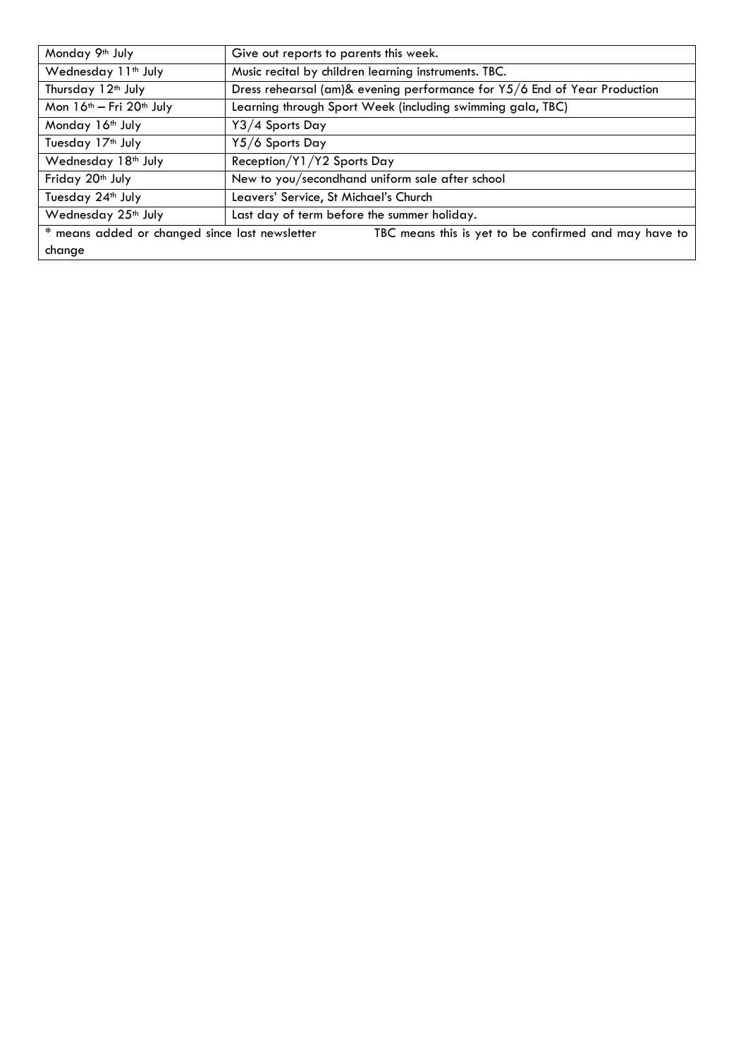| | |
|---|---|
| Monday 9th July | Give out reports to parents this week. |
| Wednesday 11th July | Music recital by children learning instruments. TBC. |
| Thursday 12th July | Dress rehearsal (am)& evening performance for Y5/6 End of Year Production |
| Mon 16th – Fri 20th July | Learning through Sport Week (including swimming gala, TBC) |
| Monday 16th July | Y3/4 Sports Day |
| Tuesday 17th July | Y5/6 Sports Day |
| Wednesday 18th July | Reception/Y1/Y2 Sports Day |
| Friday 20th July | New to you/secondhand uniform sale after school |
| Tuesday 24th July | Leavers' Service, St Michael's Church |
| Wednesday 25th July | Last day of term before the summer holiday. |
| * means added or changed since last newsletter TBC means this is yet to be confirmed and may have to change | |